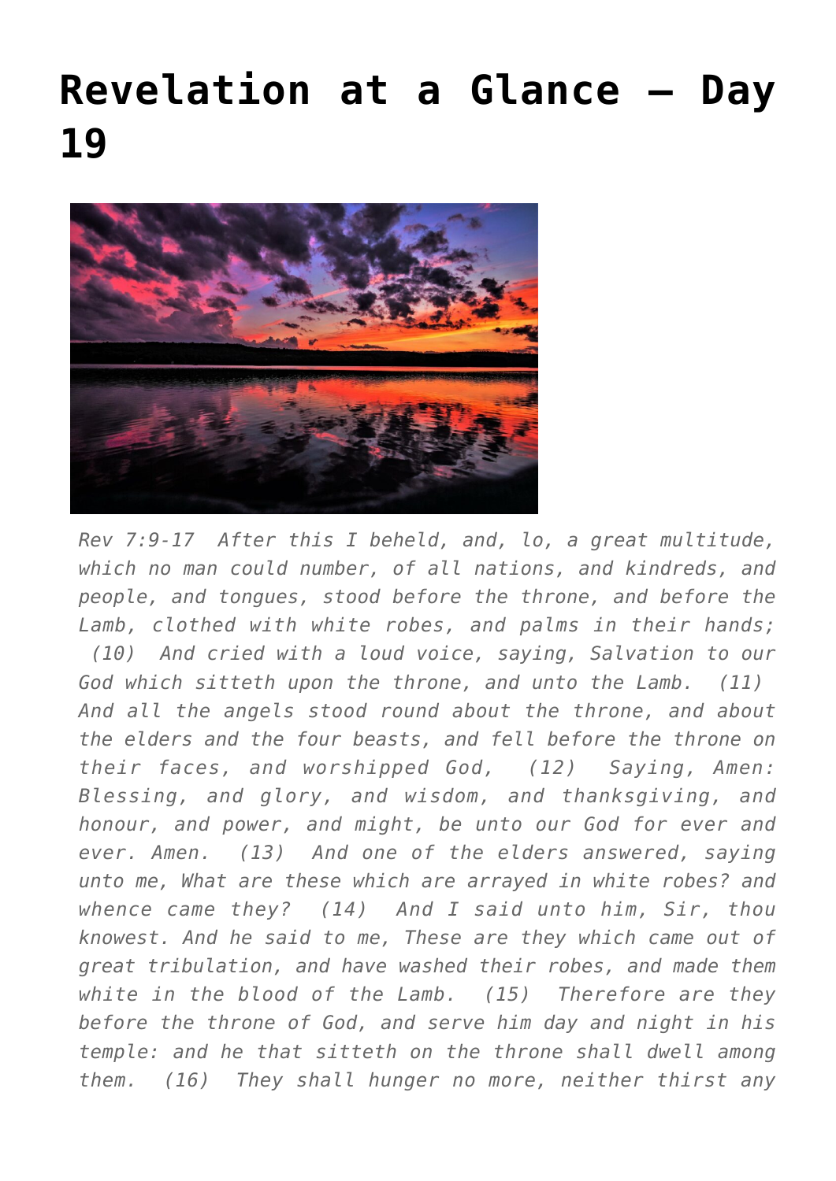# Revelation at a Glance – Day 19

*Rev 7:9-17 After this I beheld, and, lo, a great multitude, which no man could number, of all nations, and kindreds, and people, and tongues, stood before the throne, and before the Lamb, clothed with white robes, and palms in their hands; (10) And cried with a loud voice, saying, Salvation to our God which sitteth upon the throne, and unto the Lamb. (11) And all the angels stood round about the throne, and about the elders and the four beasts, and fell before the throne on their faces, and worshipped God, (12) Saying, Amen: Blessing, and glory, and wisdom, and thanksgiving, and honour, and power, and might, be unto our God for ever and ever. Amen. (13) And one of the elders answered, saying unto me, What are these which are arrayed in white robes? and whence came they? (14) And I said unto him, Sir, thou knowest. And he said to me, These are they which came out of great tribulation, and have washed their robes, and made them white in the blood of the Lamb. (15) Therefore are they before the throne of God, and serve him day and night in his temple: and he that sitteth on the throne shall dwell among them. (16) They shall hunger no more, neither thirst any*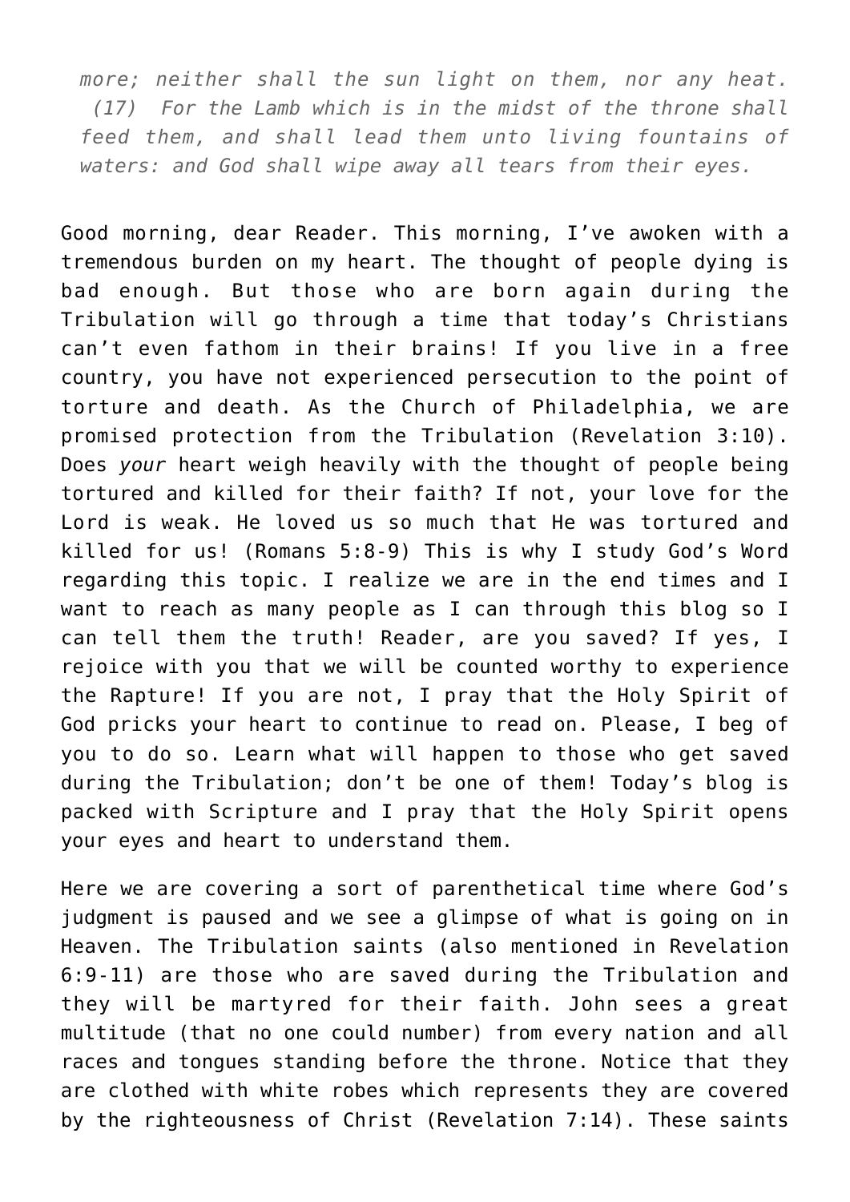> *more; neither shall the sun light on them, nor any heat. (17) For the Lamb which is in the midst of the throne shall feed them, and shall lead them unto living fountains of waters: and God shall wipe away all tears from their eyes.*

Good morning, dear Reader. This morning, I've awoken with a tremendous burden on my heart. The thought of people dying is bad enough. But those who are born again during the Tribulation will go through a time that today's Christians can't even fathom in their brains! If you live in a free country, you have not experienced persecution to the point of torture and death. As the Church of Philadelphia, we are promised protection from the Tribulation (Revelation 3:10). Does *your* heart weigh heavily with the thought of people being tortured and killed for their faith? If not, your love for the Lord is weak. He loved us so much that He was tortured and killed for us! (Romans 5:8-9) This is why I study God's Word regarding this topic. I realize we are in the end times and I want to reach as many people as I can through this blog so I can tell them the truth! Reader, are you saved? If yes, I rejoice with you that we will be counted worthy to experience the Rapture! If you are not, I pray that the Holy Spirit of God pricks your heart to continue to read on. Please, I beg of you to do so. Learn what will happen to those who get saved during the Tribulation; don't be one of them! Today's blog is packed with Scripture and I pray that the Holy Spirit opens your eyes and heart to understand them.

Here we are covering a sort of parenthetical time where God's judgment is paused and we see a glimpse of what is going on in Heaven. The Tribulation saints (also mentioned in Revelation 6:9-11) are those who are saved during the Tribulation and they will be martyred for their faith. John sees a great multitude (that no one could number) from every nation and all races and tongues standing before the throne. Notice that they are clothed with white robes which represents they are covered by the righteousness of Christ (Revelation 7:14). These saints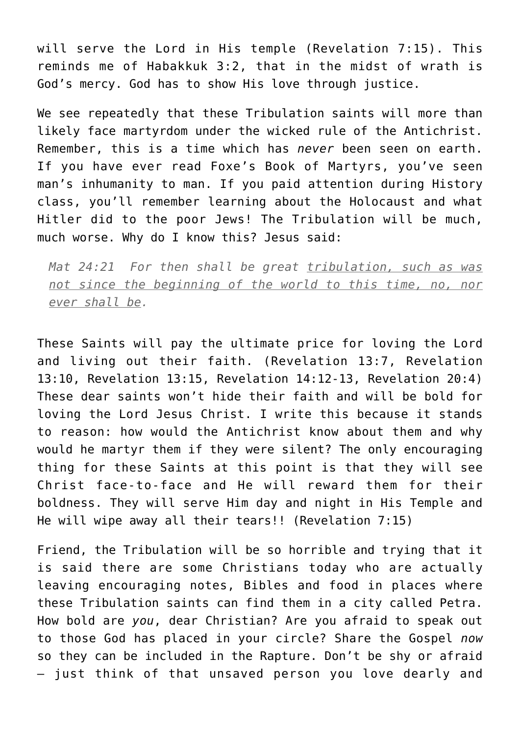will serve the Lord in His temple (Revelation 7:15). This reminds me of Habakkuk 3:2, that in the midst of wrath is God's mercy. God has to show His love through justice.

We see repeatedly that these Tribulation saints will more than likely face martyrdom under the wicked rule of the Antichrist. Remember, this is a time which has *never* been seen on earth. If you have ever read Foxe's Book of Martyrs, you've seen man's inhumanity to man. If you paid attention during History class, you'll remember learning about the Holocaust and what Hitler did to the poor Jews! The Tribulation will be much, much worse. Why do I know this? Jesus said:

> *Mat 24:21 For then shall be great <u>tribulation, such as was not since the beginning of the world to this time, no, nor ever shall be</u>.*

These Saints will pay the ultimate price for loving the Lord and living out their faith. (Revelation 13:7, Revelation 13:10, Revelation 13:15, Revelation 14:12-13, Revelation 20:4) These dear saints won't hide their faith and will be bold for loving the Lord Jesus Christ. I write this because it stands to reason: how would the Antichrist know about them and why would he martyr them if they were silent? The only encouraging thing for these Saints at this point is that they will see Christ face-to-face and He will reward them for their boldness. They will serve Him day and night in His Temple and He will wipe away all their tears!! (Revelation 7:15)

Friend, the Tribulation will be so horrible and trying that it is said there are some Christians today who are actually leaving encouraging notes, Bibles and food in places where these Tribulation saints can find them in a city called Petra. How bold are *you*, dear Christian? Are you afraid to speak out to those God has placed in your circle? Share the Gospel *now* so they can be included in the Rapture. Don't be shy or afraid – just think of that unsaved person you love dearly and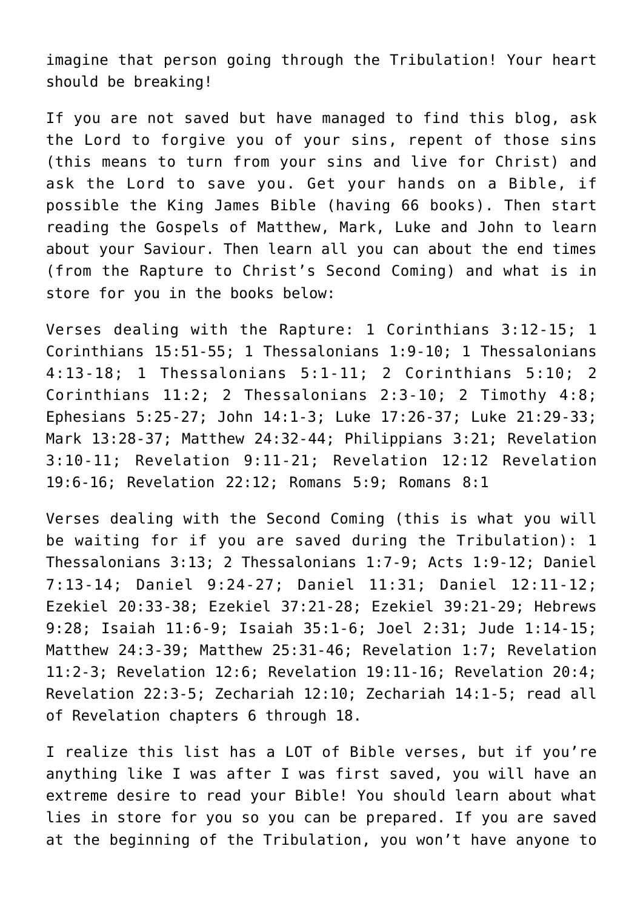imagine that person going through the Tribulation! Your heart should be breaking!

If you are not saved but have managed to find this blog, ask the Lord to forgive you of your sins, repent of those sins (this means to turn from your sins and live for Christ) and ask the Lord to save you. Get your hands on a Bible, if possible the King James Bible (having 66 books). Then start reading the Gospels of Matthew, Mark, Luke and John to learn about your Saviour. Then learn all you can about the end times (from the Rapture to Christ's Second Coming) and what is in store for you in the books below:

Verses dealing with the Rapture: 1 Corinthians 3:12-15; 1 Corinthians 15:51-55; 1 Thessalonians 1:9-10; 1 Thessalonians 4:13-18; 1 Thessalonians 5:1-11; 2 Corinthians 5:10; 2 Corinthians 11:2; 2 Thessalonians 2:3-10; 2 Timothy 4:8; Ephesians 5:25-27; John 14:1-3; Luke 17:26-37; Luke 21:29-33; Mark 13:28-37; Matthew 24:32-44; Philippians 3:21; Revelation 3:10-11; Revelation 9:11-21; Revelation 12:12 Revelation 19:6-16; Revelation 22:12; Romans 5:9; Romans 8:1

Verses dealing with the Second Coming (this is what you will be waiting for if you are saved during the Tribulation): 1 Thessalonians 3:13; 2 Thessalonians 1:7-9; Acts 1:9-12; Daniel 7:13-14; Daniel 9:24-27; Daniel 11:31; Daniel 12:11-12; Ezekiel 20:33-38; Ezekiel 37:21-28; Ezekiel 39:21-29; Hebrews 9:28; Isaiah 11:6-9; Isaiah 35:1-6; Joel 2:31; Jude 1:14-15; Matthew 24:3-39; Matthew 25:31-46; Revelation 1:7; Revelation 11:2-3; Revelation 12:6; Revelation 19:11-16; Revelation 20:4; Revelation 22:3-5; Zechariah 12:10; Zechariah 14:1-5; read all of Revelation chapters 6 through 18.

I realize this list has a LOT of Bible verses, but if you're anything like I was after I was first saved, you will have an extreme desire to read your Bible! You should learn about what lies in store for you so you can be prepared. If you are saved at the beginning of the Tribulation, you won't have anyone to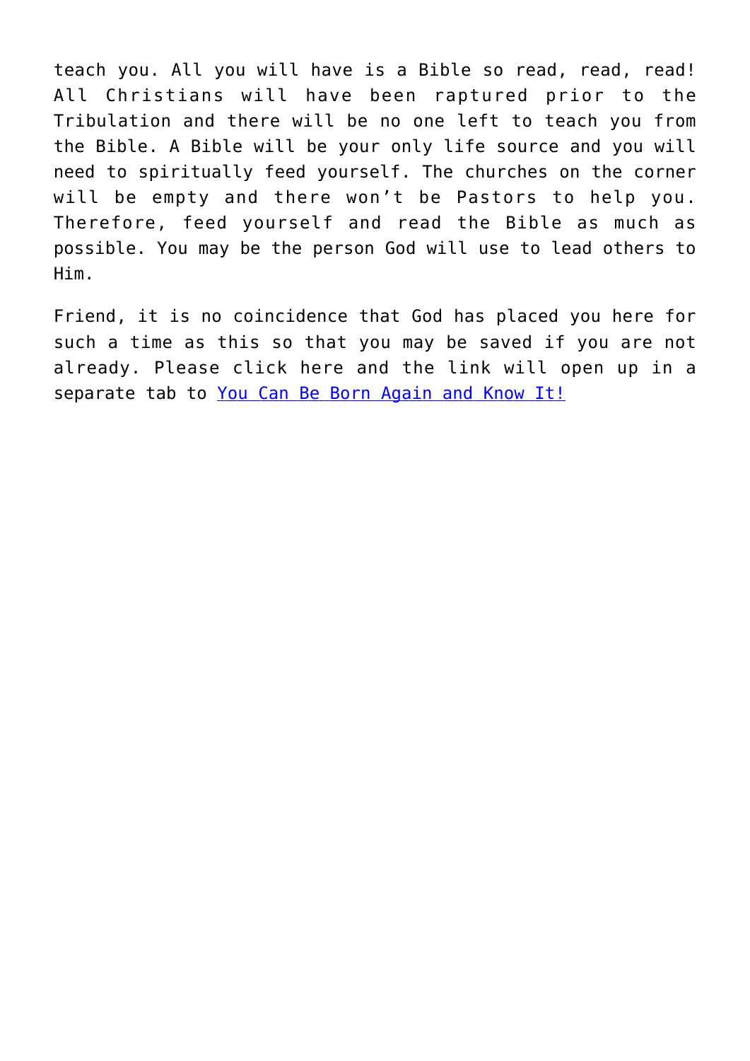teach you. All you will have is a Bible so read, read, read! All Christians will have been raptured prior to the Tribulation and there will be no one left to teach you from the Bible. A Bible will be your only life source and you will need to spiritually feed yourself. The churches on the corner will be empty and there won't be Pastors to help you. Therefore, feed yourself and read the Bible as much as possible. You may be the person God will use to lead others to Him.

Friend, it is no coincidence that God has placed you here for such a time as this so that you may be saved if you are not already. Please click here and the link will open up in a separate tab to You Can Be Born Again and Know It!